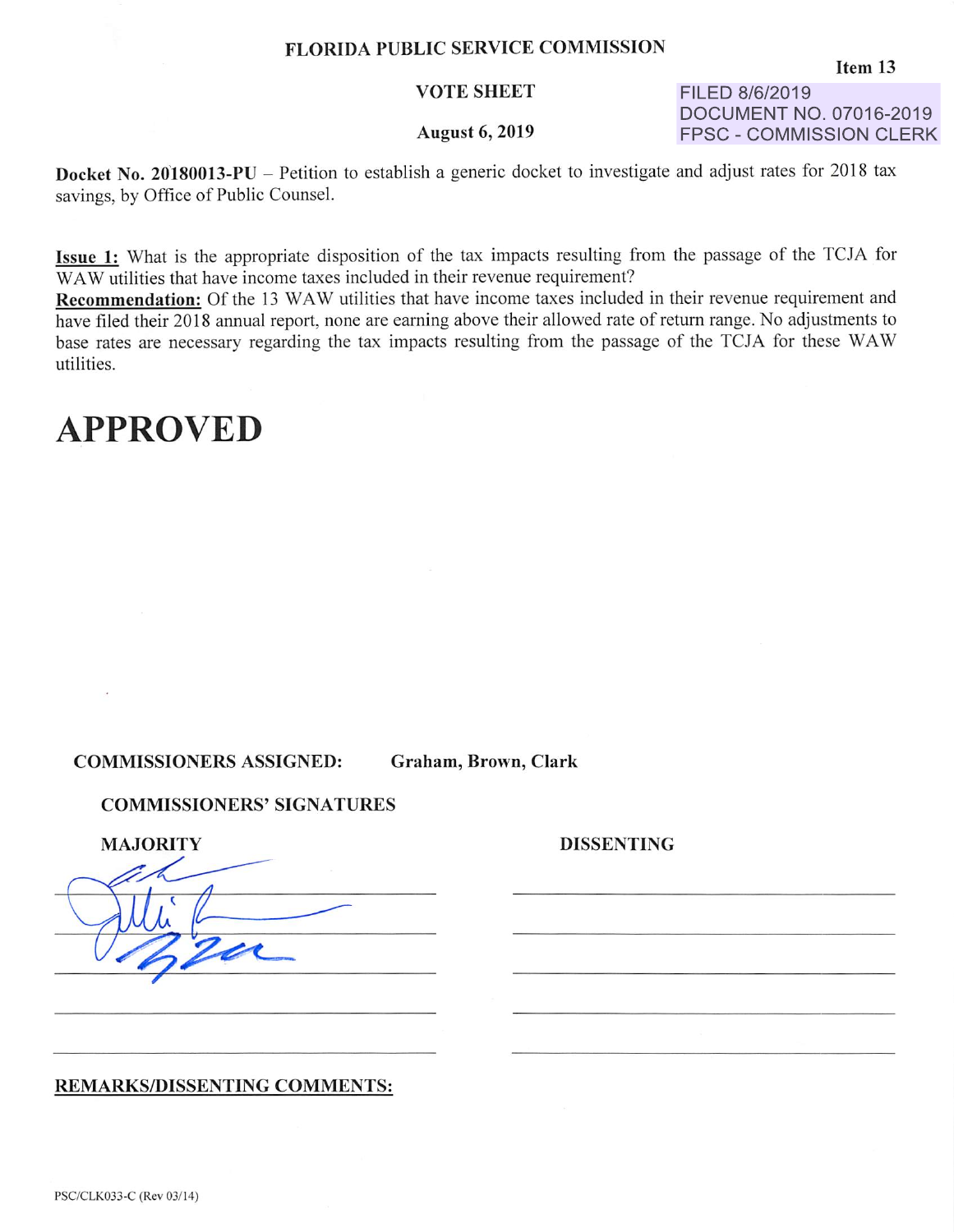# FLORIDA PUBLIC SERVICE COMMISSION

Item 13

**VOTE SHEET**

FILED 8/6/2019
DOCUMENT NO. 07016-2019
FPSC - COMMISSION CLERK

**August 6, 2019**

**Docket No. 20180013-PU** – Petition to establish a generic docket to investigate and adjust rates for 2018 tax savings, by Office of Public Counsel.

**Issue 1:** What is the appropriate disposition of the tax impacts resulting from the passage of the TCJA for WAW utilities that have income taxes included in their revenue requirement?
**Recommendation:** Of the 13 WAW utilities that have income taxes included in their revenue requirement and have filed their 2018 annual report, none are earning above their allowed rate of return range. No adjustments to base rates are necessary regarding the tax impacts resulting from the passage of the TCJA for these WAW utilities.

# APPROVED

**COMMISSIONERS ASSIGNED:** **Graham, Brown, Clark**

**COMMISSIONERS' SIGNATURES**

| MAJORITY | DISSENTING |
| --- | --- |
| [signature] | |
| [signature] | |
| [signature] | |
| | |
| | |

**REMARKS/DISSENTING COMMENTS:**

PSC/CLK033-C (Rev 03/14)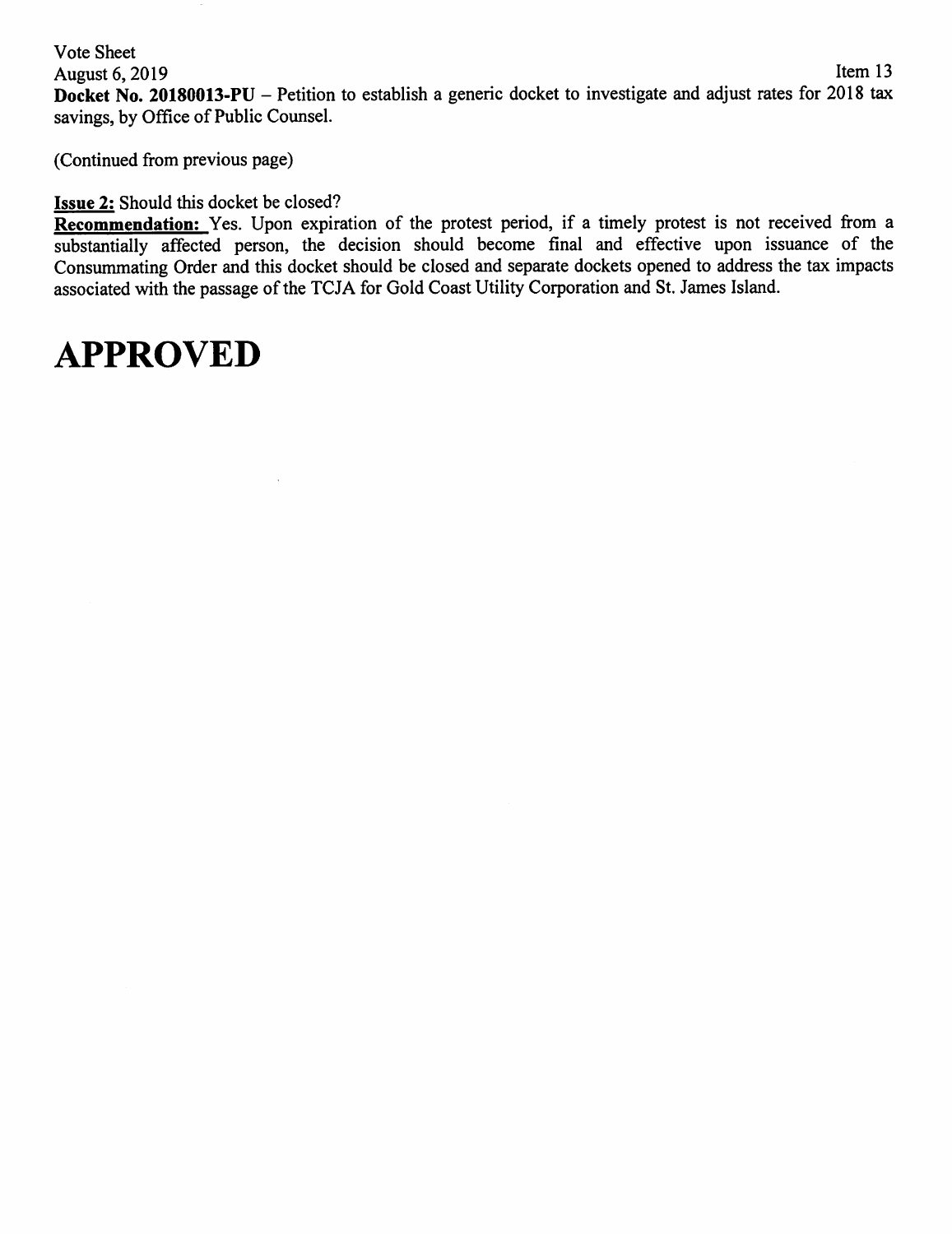Vote Sheet
August 6, 2019
Item 13
**Docket No. 20180013-PU** – Petition to establish a generic docket to investigate and adjust rates for 2018 tax savings, by Office of Public Counsel.

(Continued from previous page)

**Issue 2:** Should this docket be closed?
**Recommendation:** Yes. Upon expiration of the protest period, if a timely protest is not received from a substantially affected person, the decision should become final and effective upon issuance of the Consummating Order and this docket should be closed and separate dockets opened to address the tax impacts associated with the passage of the TCJA for Gold Coast Utility Corporation and St. James Island.

# APPROVED